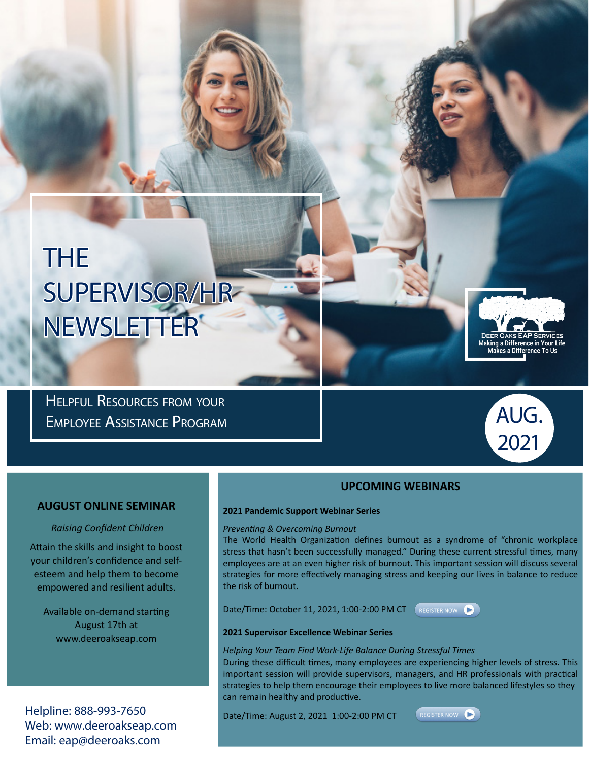# THE SUPERVISOR/HR NEWSLETTER

Deer Oaks EAP Services
Making a Difference in Your Life Makes a Difference To Us

HELPFUL RESOURCES FROM YOUR EMPLOYEE ASSISTANCE PROGRAM

AUG. 2021

## AUGUST ONLINE SEMINAR

*Raising Confident Children*

Attain the skills and insight to boost your children's confidence and self-esteem and help them to become empowered and resilient adults.

Available on-demand starting August 17th at www.deeroakseap.com

Helpline: 888-993-7650
Web: www.deeroakseap.com
Email: eap@deeroaks.com

## UPCOMING WEBINARS

### 2021 Pandemic Support Webinar Series

*Preventing & Overcoming Burnout*

The World Health Organization defines burnout as a syndrome of "chronic workplace stress that hasn't been successfully managed." During these current stressful times, many employees are at an even higher risk of burnout. This important session will discuss several strategies for more effectively managing stress and keeping our lives in balance to reduce the risk of burnout.

Date/Time: October 11, 2021, 1:00-2:00 PM CT REGISTER NOW

### 2021 Supervisor Excellence Webinar Series

*Helping Your Team Find Work-Life Balance During Stressful Times*

During these difficult times, many employees are experiencing higher levels of stress. This important session will provide supervisors, managers, and HR professionals with practical strategies to help them encourage their employees to live more balanced lifestyles so they can remain healthy and productive.

Date/Time: August 2, 2021 1:00-2:00 PM CT REGISTER NOW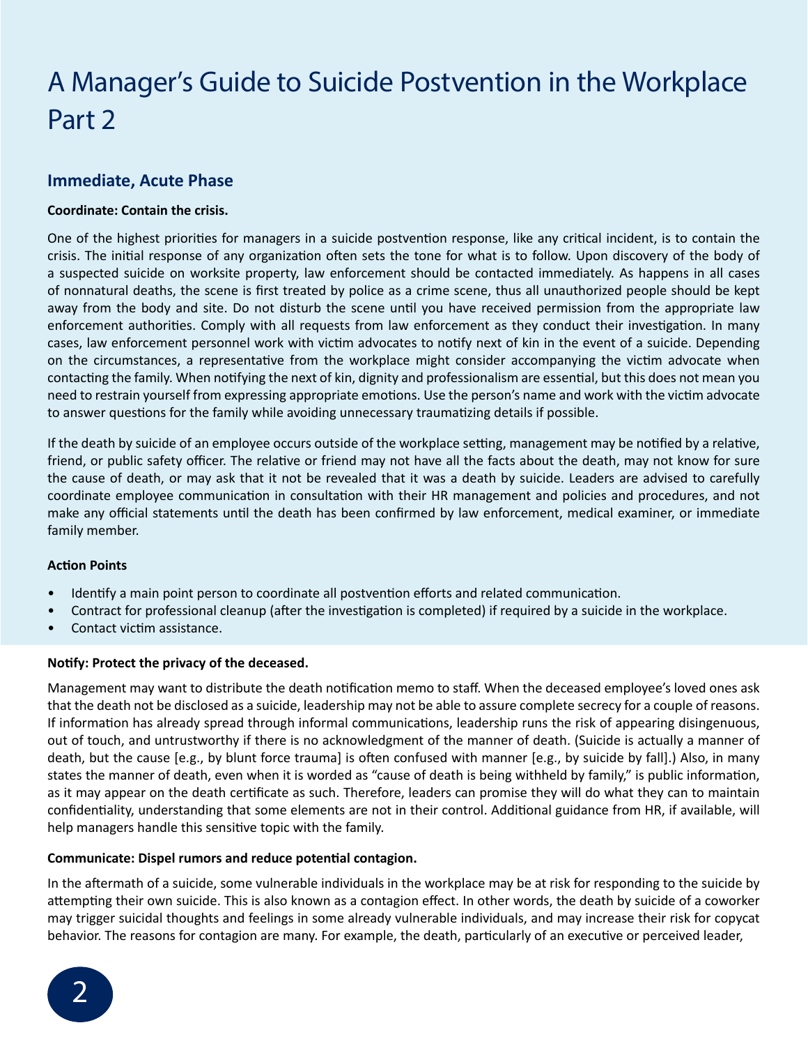# A Manager's Guide to Suicide Postvention in the Workplace Part 2

## Immediate, Acute Phase

**Coordinate: Contain the crisis.**

One of the highest priorities for managers in a suicide postvention response, like any critical incident, is to contain the crisis. The initial response of any organization often sets the tone for what is to follow. Upon discovery of the body of a suspected suicide on worksite property, law enforcement should be contacted immediately. As happens in all cases of nonnatural deaths, the scene is first treated by police as a crime scene, thus all unauthorized people should be kept away from the body and site. Do not disturb the scene until you have received permission from the appropriate law enforcement authorities. Comply with all requests from law enforcement as they conduct their investigation. In many cases, law enforcement personnel work with victim advocates to notify next of kin in the event of a suicide. Depending on the circumstances, a representative from the workplace might consider accompanying the victim advocate when contacting the family. When notifying the next of kin, dignity and professionalism are essential, but this does not mean you need to restrain yourself from expressing appropriate emotions. Use the person's name and work with the victim advocate to answer questions for the family while avoiding unnecessary traumatizing details if possible.

If the death by suicide of an employee occurs outside of the workplace setting, management may be notified by a relative, friend, or public safety officer. The relative or friend may not have all the facts about the death, may not know for sure the cause of death, or may ask that it not be revealed that it was a death by suicide. Leaders are advised to carefully coordinate employee communication in consultation with their HR management and policies and procedures, and not make any official statements until the death has been confirmed by law enforcement, medical examiner, or immediate family member.

**Action Points**

- Identify a main point person to coordinate all postvention efforts and related communication.
- Contract for professional cleanup (after the investigation is completed) if required by a suicide in the workplace.
- Contact victim assistance.

**Notify: Protect the privacy of the deceased.**

Management may want to distribute the death notification memo to staff. When the deceased employee's loved ones ask that the death not be disclosed as a suicide, leadership may not be able to assure complete secrecy for a couple of reasons. If information has already spread through informal communications, leadership runs the risk of appearing disingenuous, out of touch, and untrustworthy if there is no acknowledgment of the manner of death. (Suicide is actually a manner of death, but the cause [e.g., by blunt force trauma] is often confused with manner [e.g., by suicide by fall].) Also, in many states the manner of death, even when it is worded as "cause of death is being withheld by family," is public information, as it may appear on the death certificate as such. Therefore, leaders can promise they will do what they can to maintain confidentiality, understanding that some elements are not in their control. Additional guidance from HR, if available, will help managers handle this sensitive topic with the family.

**Communicate: Dispel rumors and reduce potential contagion.**

In the aftermath of a suicide, some vulnerable individuals in the workplace may be at risk for responding to the suicide by attempting their own suicide. This is also known as a contagion effect. In other words, the death by suicide of a coworker may trigger suicidal thoughts and feelings in some already vulnerable individuals, and may increase their risk for copycat behavior. The reasons for contagion are many. For example, the death, particularly of an executive or perceived leader,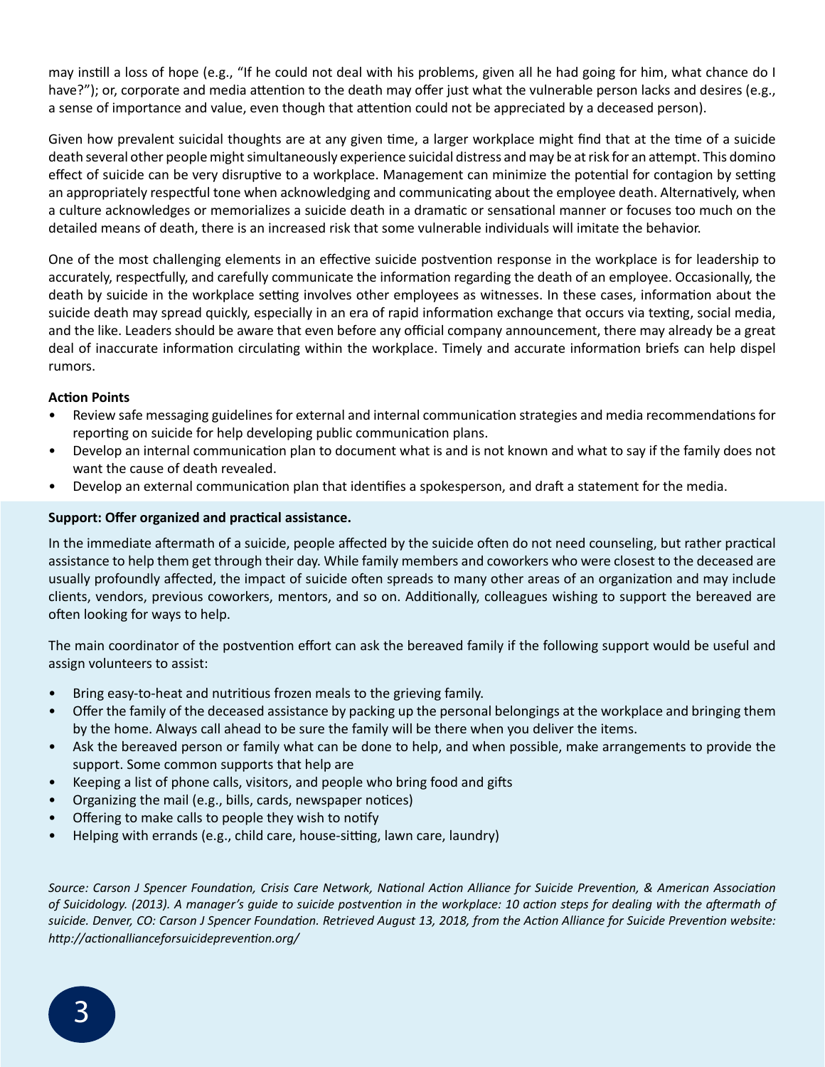may instill a loss of hope (e.g., "If he could not deal with his problems, given all he had going for him, what chance do I have?"); or, corporate and media attention to the death may offer just what the vulnerable person lacks and desires (e.g., a sense of importance and value, even though that attention could not be appreciated by a deceased person).

Given how prevalent suicidal thoughts are at any given time, a larger workplace might find that at the time of a suicide death several other people might simultaneously experience suicidal distress and may be at risk for an attempt. This domino effect of suicide can be very disruptive to a workplace. Management can minimize the potential for contagion by setting an appropriately respectful tone when acknowledging and communicating about the employee death. Alternatively, when a culture acknowledges or memorializes a suicide death in a dramatic or sensational manner or focuses too much on the detailed means of death, there is an increased risk that some vulnerable individuals will imitate the behavior.

One of the most challenging elements in an effective suicide postvention response in the workplace is for leadership to accurately, respectfully, and carefully communicate the information regarding the death of an employee. Occasionally, the death by suicide in the workplace setting involves other employees as witnesses. In these cases, information about the suicide death may spread quickly, especially in an era of rapid information exchange that occurs via texting, social media, and the like. Leaders should be aware that even before any official company announcement, there may already be a great deal of inaccurate information circulating within the workplace. Timely and accurate information briefs can help dispel rumors.

**Action Points**

- Review safe messaging guidelines for external and internal communication strategies and media recommendations for reporting on suicide for help developing public communication plans.
- Develop an internal communication plan to document what is and is not known and what to say if the family does not want the cause of death revealed.
- Develop an external communication plan that identifies a spokesperson, and draft a statement for the media.

**Support: Offer organized and practical assistance.**

In the immediate aftermath of a suicide, people affected by the suicide often do not need counseling, but rather practical assistance to help them get through their day. While family members and coworkers who were closest to the deceased are usually profoundly affected, the impact of suicide often spreads to many other areas of an organization and may include clients, vendors, previous coworkers, mentors, and so on. Additionally, colleagues wishing to support the bereaved are often looking for ways to help.

The main coordinator of the postvention effort can ask the bereaved family if the following support would be useful and assign volunteers to assist:

- Bring easy-to-heat and nutritious frozen meals to the grieving family.
- Offer the family of the deceased assistance by packing up the personal belongings at the workplace and bringing them by the home. Always call ahead to be sure the family will be there when you deliver the items.
- Ask the bereaved person or family what can be done to help, and when possible, make arrangements to provide the support. Some common supports that help are
- Keeping a list of phone calls, visitors, and people who bring food and gifts
- Organizing the mail (e.g., bills, cards, newspaper notices)
- Offering to make calls to people they wish to notify
- Helping with errands (e.g., child care, house-sitting, lawn care, laundry)

*Source: Carson J Spencer Foundation, Crisis Care Network, National Action Alliance for Suicide Prevention, & American Association of Suicidology. (2013). A manager's guide to suicide postvention in the workplace: 10 action steps for dealing with the aftermath of suicide. Denver, CO: Carson J Spencer Foundation. Retrieved August 13, 2018, from the Action Alliance for Suicide Prevention website: http://actionallianceforsuicideprevention.org/*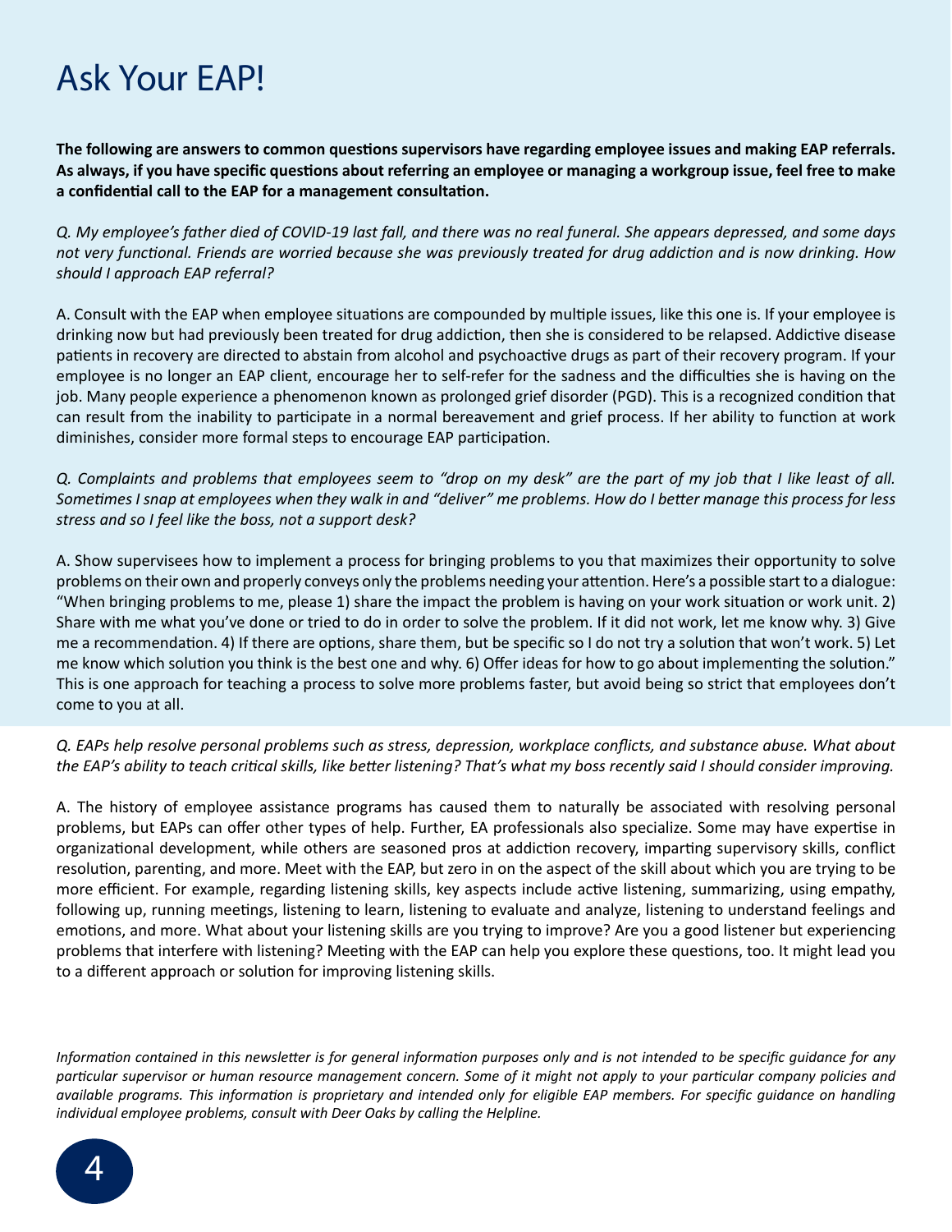# Ask Your EAP!

**The following are answers to common questions supervisors have regarding employee issues and making EAP referrals. As always, if you have specific questions about referring an employee or managing a workgroup issue, feel free to make a confidential call to the EAP for a management consultation.**

*Q. My employee's father died of COVID-19 last fall, and there was no real funeral. She appears depressed, and some days not very functional. Friends are worried because she was previously treated for drug addiction and is now drinking. How should I approach EAP referral?*

A. Consult with the EAP when employee situations are compounded by multiple issues, like this one is. If your employee is drinking now but had previously been treated for drug addiction, then she is considered to be relapsed. Addictive disease patients in recovery are directed to abstain from alcohol and psychoactive drugs as part of their recovery program. If your employee is no longer an EAP client, encourage her to self-refer for the sadness and the difficulties she is having on the job. Many people experience a phenomenon known as prolonged grief disorder (PGD). This is a recognized condition that can result from the inability to participate in a normal bereavement and grief process. If her ability to function at work diminishes, consider more formal steps to encourage EAP participation.

*Q. Complaints and problems that employees seem to "drop on my desk" are the part of my job that I like least of all. Sometimes I snap at employees when they walk in and "deliver" me problems. How do I better manage this process for less stress and so I feel like the boss, not a support desk?*

A. Show supervisees how to implement a process for bringing problems to you that maximizes their opportunity to solve problems on their own and properly conveys only the problems needing your attention. Here's a possible start to a dialogue: "When bringing problems to me, please 1) share the impact the problem is having on your work situation or work unit. 2) Share with me what you've done or tried to do in order to solve the problem. If it did not work, let me know why. 3) Give me a recommendation. 4) If there are options, share them, but be specific so I do not try a solution that won't work. 5) Let me know which solution you think is the best one and why. 6) Offer ideas for how to go about implementing the solution." This is one approach for teaching a process to solve more problems faster, but avoid being so strict that employees don't come to you at all.

*Q. EAPs help resolve personal problems such as stress, depression, workplace conflicts, and substance abuse. What about the EAP's ability to teach critical skills, like better listening? That's what my boss recently said I should consider improving.*

A. The history of employee assistance programs has caused them to naturally be associated with resolving personal problems, but EAPs can offer other types of help. Further, EA professionals also specialize. Some may have expertise in organizational development, while others are seasoned pros at addiction recovery, imparting supervisory skills, conflict resolution, parenting, and more. Meet with the EAP, but zero in on the aspect of the skill about which you are trying to be more efficient. For example, regarding listening skills, key aspects include active listening, summarizing, using empathy, following up, running meetings, listening to learn, listening to evaluate and analyze, listening to understand feelings and emotions, and more. What about your listening skills are you trying to improve? Are you a good listener but experiencing problems that interfere with listening? Meeting with the EAP can help you explore these questions, too. It might lead you to a different approach or solution for improving listening skills.

*Information contained in this newsletter is for general information purposes only and is not intended to be specific guidance for any particular supervisor or human resource management concern. Some of it might not apply to your particular company policies and available programs. This information is proprietary and intended only for eligible EAP members. For specific guidance on handling individual employee problems, consult with Deer Oaks by calling the Helpline.*